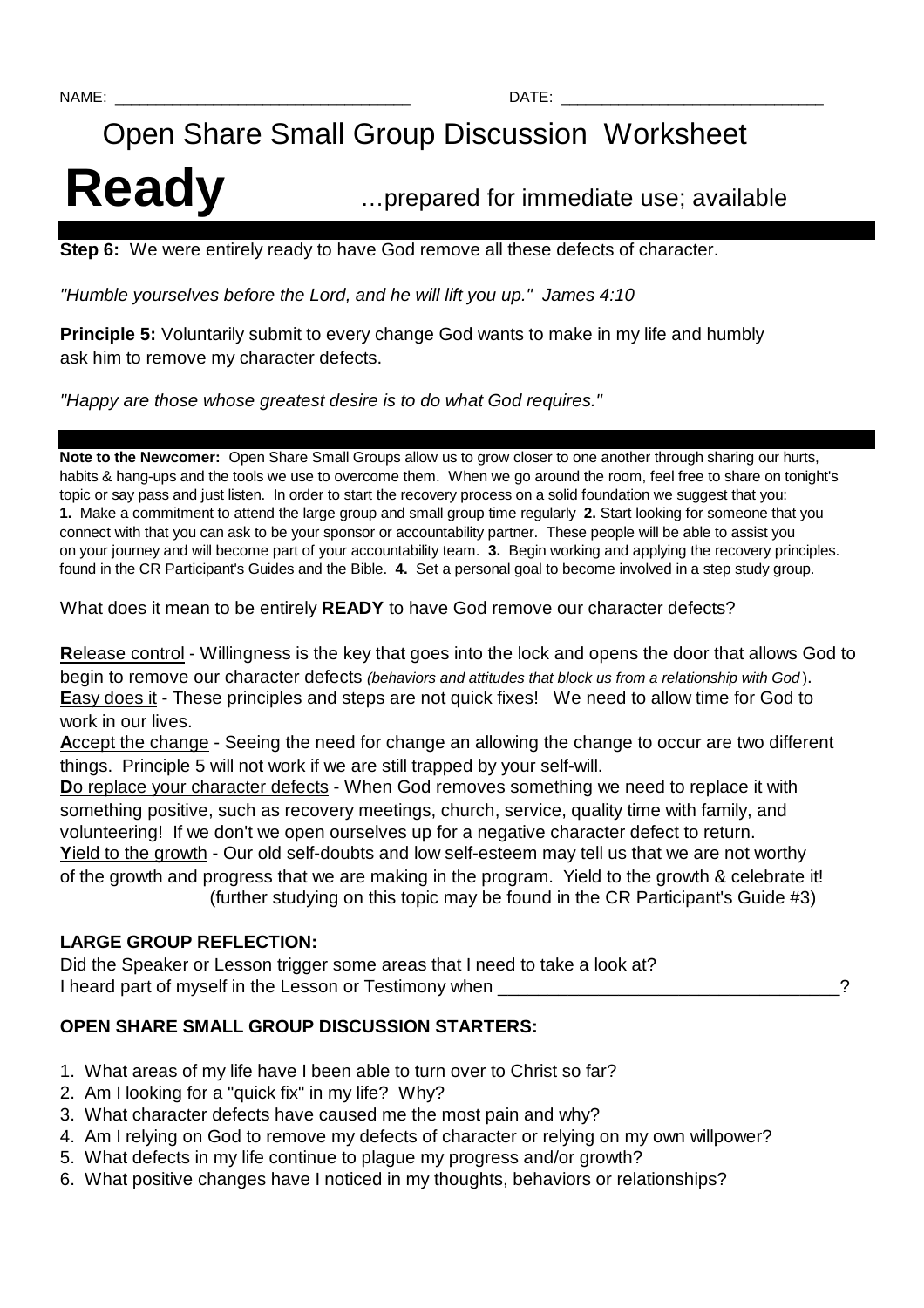NAME: ________________________________ DATE: ______________________________

# Open Share Small Group Discussion Worksheet

# Ready …prepared for immediate use; available

**Step 6:** We were entirely ready to have God remove all these defects of character.

*"Humble yourselves before the Lord, and he will lift you up." James 4:10*

**Principle 5:** Voluntarily submit to every change God wants to make in my life and humbly ask him to remove my character defects.

*"Happy are those whose greatest desire is to do what God requires."*

---

**Note to the Newcomer:** Open Share Small Groups allow us to grow closer to one another through sharing our hurts, habits & hang-ups and the tools we use to overcome them. When we go around the room, feel free to share on tonight's topic or say pass and just listen. In order to start the recovery process on a solid foundation we suggest that you: **1.** Make a commitment to attend the large group and small group time regularly **2.** Start looking for someone that you connect with that you can ask to be your sponsor or accountability partner. These people will be able to assist you on your journey and will become part of your accountability team. **3.** Begin working and applying the recovery principles. found in the CR Participant's Guides and the Bible. **4.** Set a personal goal to become involved in a step study group.

What does it mean to be entirely **READY** to have God remove our character defects?

**R**elease control - Willingness is the key that goes into the lock and opens the door that allows God to begin to remove our character defects *(behaviors and attitudes that block us from a relationship with God)*.
**E**asy does it - These principles and steps are not quick fixes! We need to allow time for God to work in our lives.
**A**ccept the change - Seeing the need for change an allowing the change to occur are two different things. Principle 5 will not work if we are still trapped by your self-will.
**D**o replace your character defects - When God removes something we need to replace it with something positive, such as recovery meetings, church, service, quality time with family, and volunteering! If we don't we open ourselves up for a negative character defect to return.
**Y**ield to the growth - Our old self-doubts and low self-esteem may tell us that we are not worthy of the growth and progress that we are making in the program. Yield to the growth & celebrate it!
(further studying on this topic may be found in the CR Participant's Guide #3)

**LARGE GROUP REFLECTION:**

Did the Speaker or Lesson trigger some areas that I need to take a look at?
I heard part of myself in the Lesson or Testimony when __________________________________?

**OPEN SHARE SMALL GROUP DISCUSSION STARTERS:**

1. What areas of my life have I been able to turn over to Christ so far?
2. Am I looking for a "quick fix" in my life? Why?
3. What character defects have caused me the most pain and why?
4. Am I relying on God to remove my defects of character or relying on my own willpower?
5. What defects in my life continue to plague my progress and/or growth?
6. What positive changes have I noticed in my thoughts, behaviors or relationships?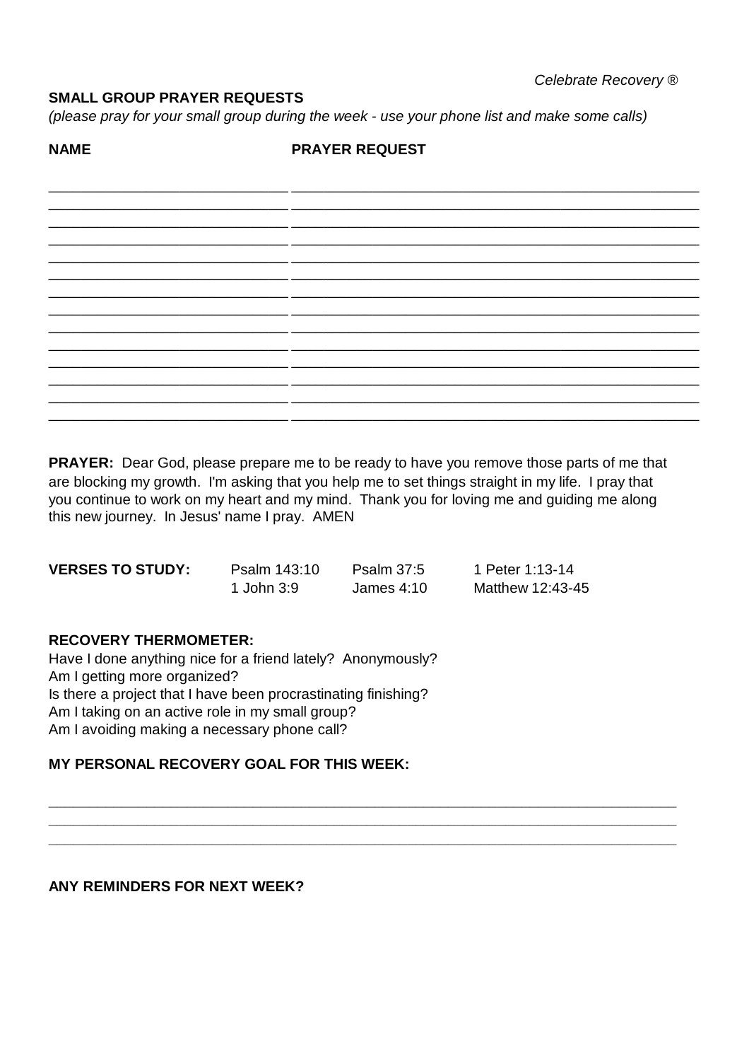*Celebrate Recovery ®*

**SMALL GROUP PRAYER REQUESTS**

*(please pray for your small group during the week - use your phone list and make some calls)*

| NAME | PRAYER REQUEST |
|---|---|
| | |
| | |
| | |
| | |
| | |
| | |
| | |
| | |
| | |
| | |
| | |
| | |
| | |
| | |

**PRAYER:** Dear God, please prepare me to be ready to have you remove those parts of me that are blocking my growth. I'm asking that you help me to set things straight in my life. I pray that you continue to work on my heart and my mind. Thank you for loving me and guiding me along this new journey. In Jesus' name I pray. AMEN

| **VERSES TO STUDY:** | Psalm 143:10 | Psalm 37:5 | 1 Peter 1:13-14 |
|---|---|---|---|
| | 1 John 3:9 | James 4:10 | Matthew 12:43-45 |

**RECOVERY THERMOMETER:**

Have I done anything nice for a friend lately? Anonymously?
Am I getting more organized?
Is there a project that I have been procrastinating finishing?
Am I taking on an active role in my small group?
Am I avoiding making a necessary phone call?

**MY PERSONAL RECOVERY GOAL FOR THIS WEEK:**

______________________________________________________________________________
______________________________________________________________________________
______________________________________________________________________________

**ANY REMINDERS FOR NEXT WEEK?**